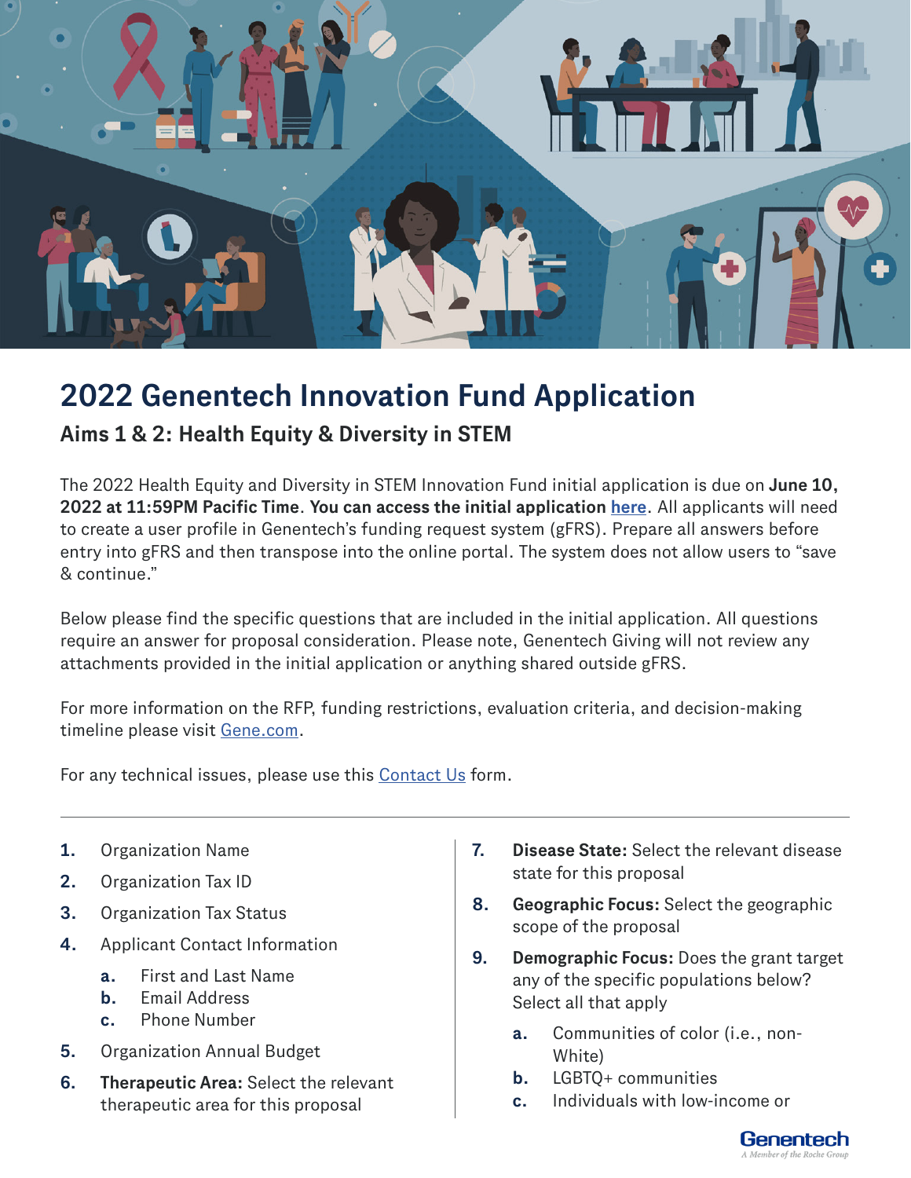# 2022 Genentech Innovation Fund Application

## Aims 1 & 2: Health Equity & Diversity in STEM

The 2022 Health Equity and Diversity in STEM Innovation Fund initial application is due on **June 10, 2022 at 11:59PM Pacific Time**. **You can access the initial application here**. All applicants will need to create a user profile in Genentech's funding request system (gFRS). Prepare all answers before entry into gFRS and then transpose into the online portal. The system does not allow users to "save & continue."

Below please find the specific questions that are included in the initial application. All questions require an answer for proposal consideration. Please note, Genentech Giving will not review any attachments provided in the initial application or anything shared outside gFRS.

For more information on the RFP, funding restrictions, evaluation criteria, and decision-making timeline please visit Gene.com.

For any technical issues, please use this Contact Us form.

---

1. Organization Name
2. Organization Tax ID
3. Organization Tax Status
4. Applicant Contact Information
   a. First and Last Name
   b. Email Address
   c. Phone Number
5. Organization Annual Budget
6. **Therapeutic Area:** Select the relevant therapeutic area for this proposal
7. **Disease State:** Select the relevant disease state for this proposal
8. **Geographic Focus:** Select the geographic scope of the proposal
9. **Demographic Focus:** Does the grant target any of the specific populations below? Select all that apply
   a. Communities of color (i.e., non-White)
   b. LGBTQ+ communities
   c. Individuals with low-income or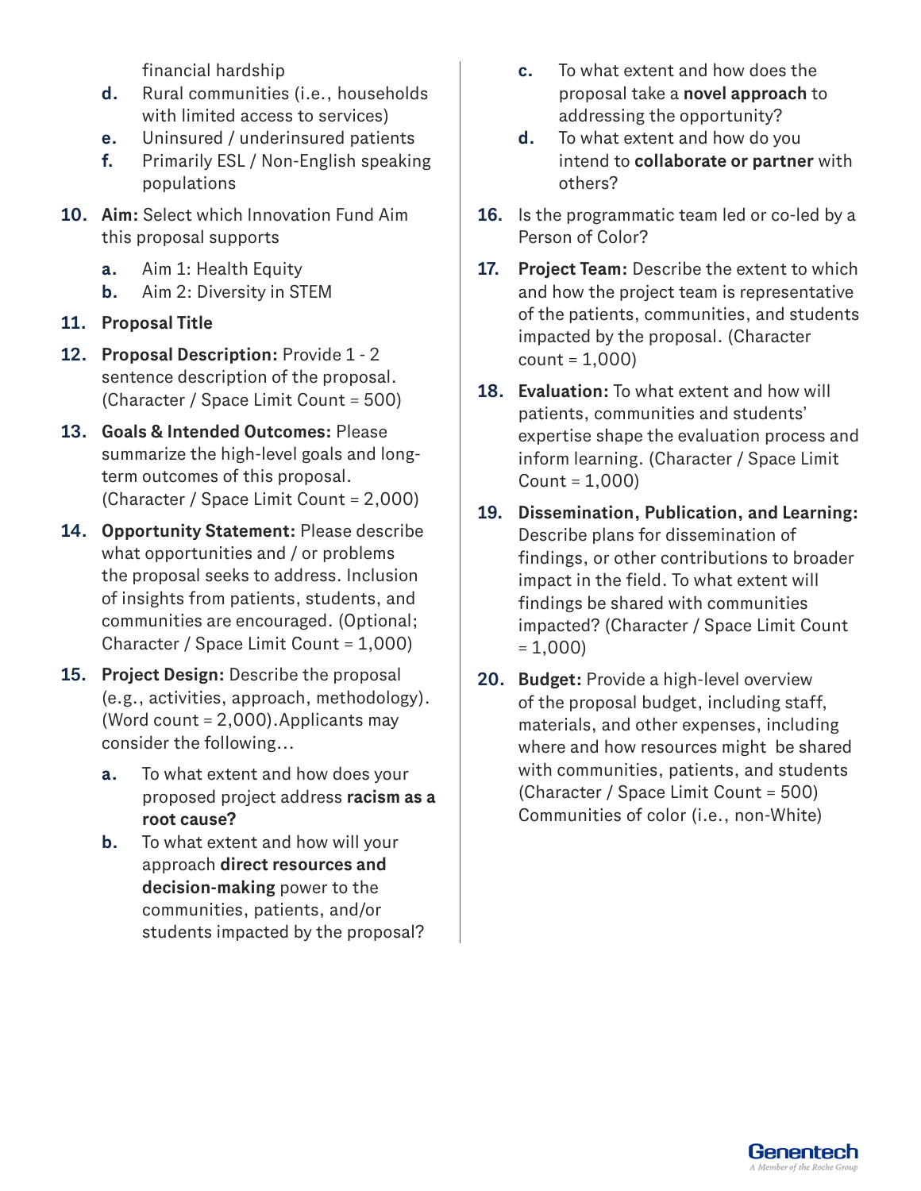financial hardship

d. Rural communities (i.e., households with limited access to services)
e. Uninsured / underinsured patients
f. Primarily ESL / Non-English speaking populations

10. **Aim:** Select which Innovation Fund Aim this proposal supports
    a. Aim 1: Health Equity
    b. Aim 2: Diversity in STEM
11. **Proposal Title**
12. **Proposal Description:** Provide 1 - 2 sentence description of the proposal. (Character / Space Limit Count = 500)
13. **Goals & Intended Outcomes:** Please summarize the high-level goals and long-term outcomes of this proposal. (Character / Space Limit Count = 2,000)
14. **Opportunity Statement:** Please describe what opportunities and / or problems the proposal seeks to address. Inclusion of insights from patients, students, and communities are encouraged. (Optional; Character / Space Limit Count = 1,000)
15. **Project Design:** Describe the proposal (e.g., activities, approach, methodology). (Word count = 2,000).Applicants may consider the following…
    a. To what extent and how does your proposed project address **racism as a root cause?**
    b. To what extent and how will your approach **direct resources and decision-making** power to the communities, patients, and/or students impacted by the proposal?
    c. To what extent and how does the proposal take a **novel approach** to addressing the opportunity?
    d. To what extent and how do you intend to **collaborate or partner** with others?
16. Is the programmatic team led or co-led by a Person of Color?
17. **Project Team:** Describe the extent to which and how the project team is representative of the patients, communities, and students impacted by the proposal. (Character count = 1,000)
18. **Evaluation:** To what extent and how will patients, communities and students' expertise shape the evaluation process and inform learning. (Character / Space Limit Count = 1,000)
19. **Dissemination, Publication, and Learning:** Describe plans for dissemination of findings, or other contributions to broader impact in the field. To what extent will findings be shared with communities impacted? (Character / Space Limit Count = 1,000)
20. **Budget:** Provide a high-level overview of the proposal budget, including staff, materials, and other expenses, including where and how resources might be shared with communities, patients, and students (Character / Space Limit Count = 500) Communities of color (i.e., non-White)